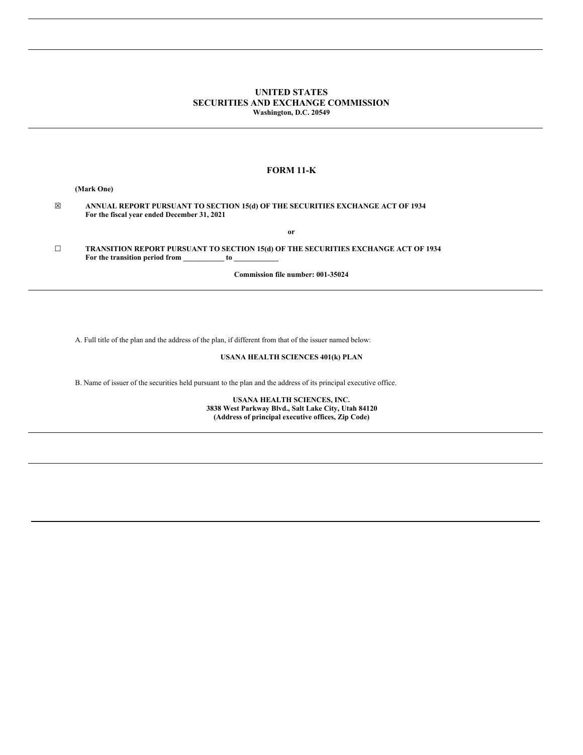**UNITED STATES**
**SECURITIES AND EXCHANGE COMMISSION**
**Washington, D.C. 20549**

# FORM 11-K

**(Mark One)**

☒ **ANNUAL REPORT PURSUANT TO SECTION 15(d) OF THE SECURITIES EXCHANGE ACT OF 1934**
**For the fiscal year ended December 31, 2021**

**or**

☐ **TRANSITION REPORT PURSUANT TO SECTION 15(d) OF THE SECURITIES EXCHANGE ACT OF 1934**
**For the transition period from \_\_\_\_\_\_\_\_\_\_\_ to \_\_\_\_\_\_\_\_\_\_\_\_**

**Commission file number: 001-35024**

A. Full title of the plan and the address of the plan, if different from that of the issuer named below:

**USANA HEALTH SCIENCES 401(k) PLAN**

B. Name of issuer of the securities held pursuant to the plan and the address of its principal executive office.

**USANA HEALTH SCIENCES, INC.**
**3838 West Parkway Blvd., Salt Lake City, Utah 84120**
**(Address of principal executive offices, Zip Code)**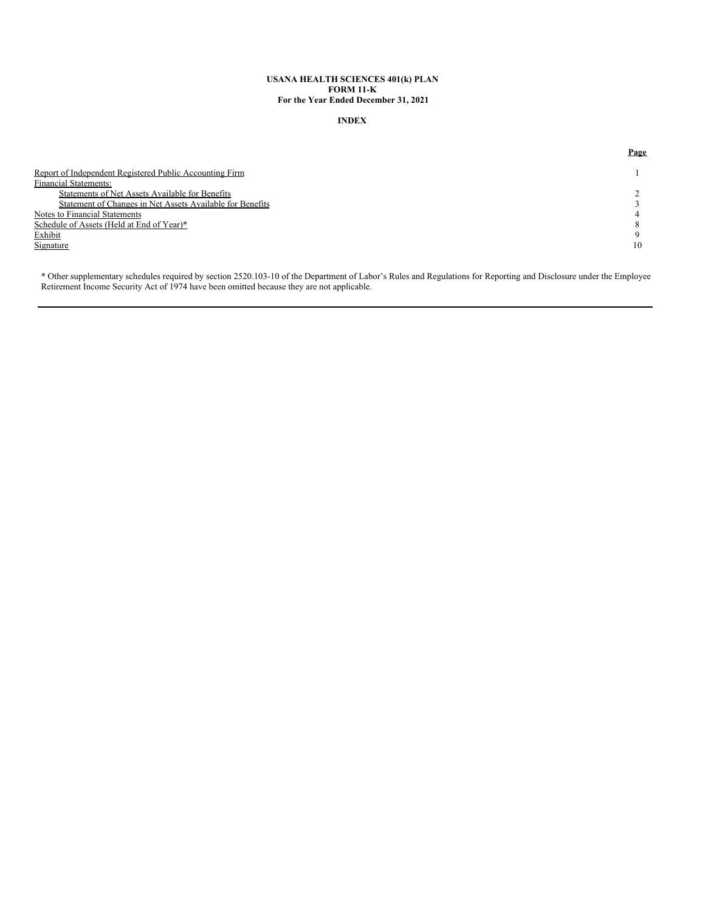**USANA HEALTH SCIENCES 401(k) PLAN**
**FORM 11-K**
**For the Year Ended December 31, 2021**

**INDEX**

| | Page |
|---|---|
| Report of Independent Registered Public Accounting Firm | 1 |
| Financial Statements: | |
| Statements of Net Assets Available for Benefits | 2 |
| Statement of Changes in Net Assets Available for Benefits | 3 |
| Notes to Financial Statements | 4 |
| Schedule of Assets (Held at End of Year)* | 8 |
| Exhibit | 9 |
| Signature | 10 |

\* Other supplementary schedules required by section 2520.103-10 of the Department of Labor's Rules and Regulations for Reporting and Disclosure under the Employee Retirement Income Security Act of 1974 have been omitted because they are not applicable.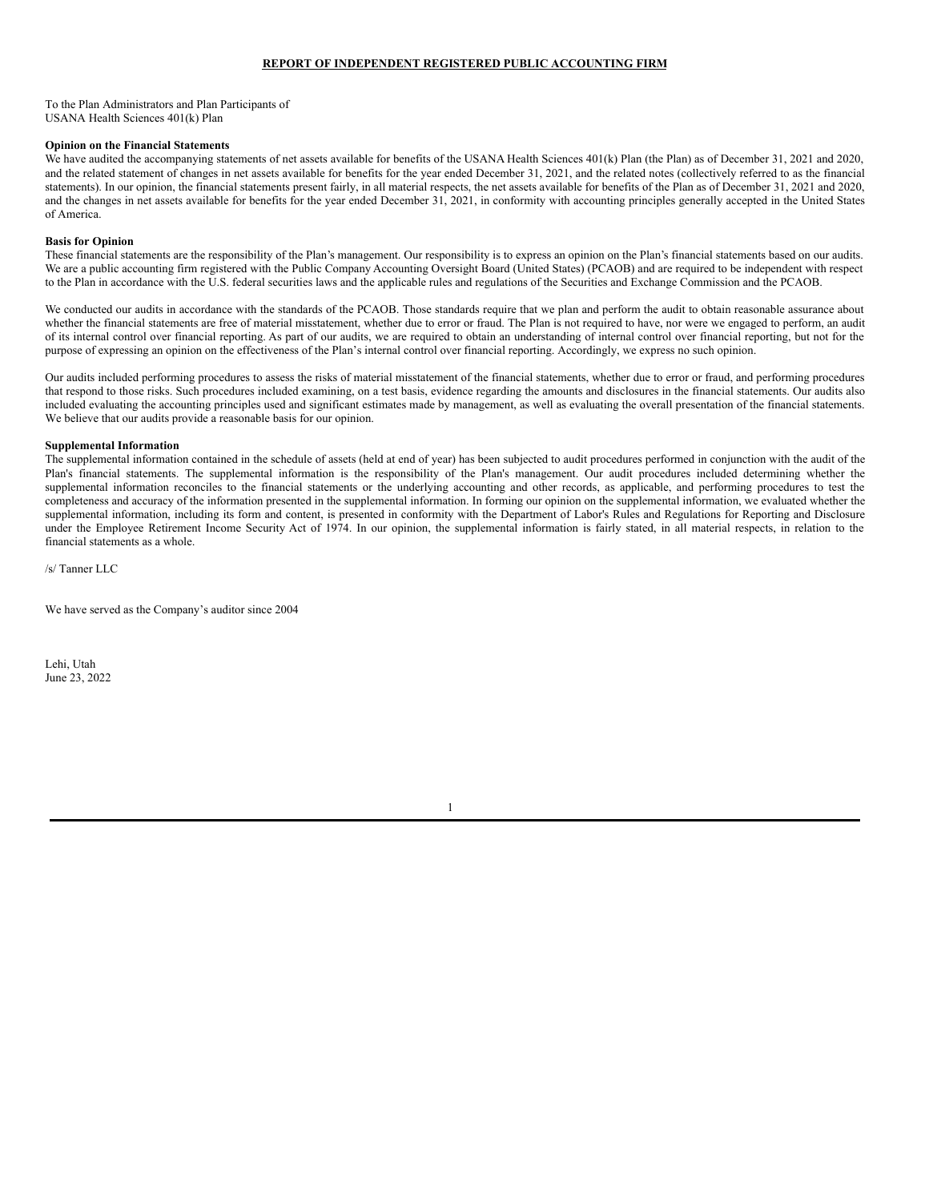# REPORT OF INDEPENDENT REGISTERED PUBLIC ACCOUNTING FIRM

To the Plan Administrators and Plan Participants of
USANA Health Sciences 401(k) Plan

**Opinion on the Financial Statements**

We have audited the accompanying statements of net assets available for benefits of the USANA Health Sciences 401(k) Plan (the Plan) as of December 31, 2021 and 2020, and the related statement of changes in net assets available for benefits for the year ended December 31, 2021, and the related notes (collectively referred to as the financial statements). In our opinion, the financial statements present fairly, in all material respects, the net assets available for benefits of the Plan as of December 31, 2021 and 2020, and the changes in net assets available for benefits for the year ended December 31, 2021, in conformity with accounting principles generally accepted in the United States of America.

**Basis for Opinion**

These financial statements are the responsibility of the Plan's management. Our responsibility is to express an opinion on the Plan's financial statements based on our audits. We are a public accounting firm registered with the Public Company Accounting Oversight Board (United States) (PCAOB) and are required to be independent with respect to the Plan in accordance with the U.S. federal securities laws and the applicable rules and regulations of the Securities and Exchange Commission and the PCAOB.

We conducted our audits in accordance with the standards of the PCAOB. Those standards require that we plan and perform the audit to obtain reasonable assurance about whether the financial statements are free of material misstatement, whether due to error or fraud. The Plan is not required to have, nor were we engaged to perform, an audit of its internal control over financial reporting. As part of our audits, we are required to obtain an understanding of internal control over financial reporting, but not for the purpose of expressing an opinion on the effectiveness of the Plan's internal control over financial reporting. Accordingly, we express no such opinion.

Our audits included performing procedures to assess the risks of material misstatement of the financial statements, whether due to error or fraud, and performing procedures that respond to those risks. Such procedures included examining, on a test basis, evidence regarding the amounts and disclosures in the financial statements. Our audits also included evaluating the accounting principles used and significant estimates made by management, as well as evaluating the overall presentation of the financial statements. We believe that our audits provide a reasonable basis for our opinion.

**Supplemental Information**

The supplemental information contained in the schedule of assets (held at end of year) has been subjected to audit procedures performed in conjunction with the audit of the Plan's financial statements. The supplemental information is the responsibility of the Plan's management. Our audit procedures included determining whether the supplemental information reconciles to the financial statements or the underlying accounting and other records, as applicable, and performing procedures to test the completeness and accuracy of the information presented in the supplemental information. In forming our opinion on the supplemental information, we evaluated whether the supplemental information, including its form and content, is presented in conformity with the Department of Labor's Rules and Regulations for Reporting and Disclosure under the Employee Retirement Income Security Act of 1974. In our opinion, the supplemental information is fairly stated, in all material respects, in relation to the financial statements as a whole.

/s/ Tanner LLC

We have served as the Company's auditor since 2004

Lehi, Utah
June 23, 2022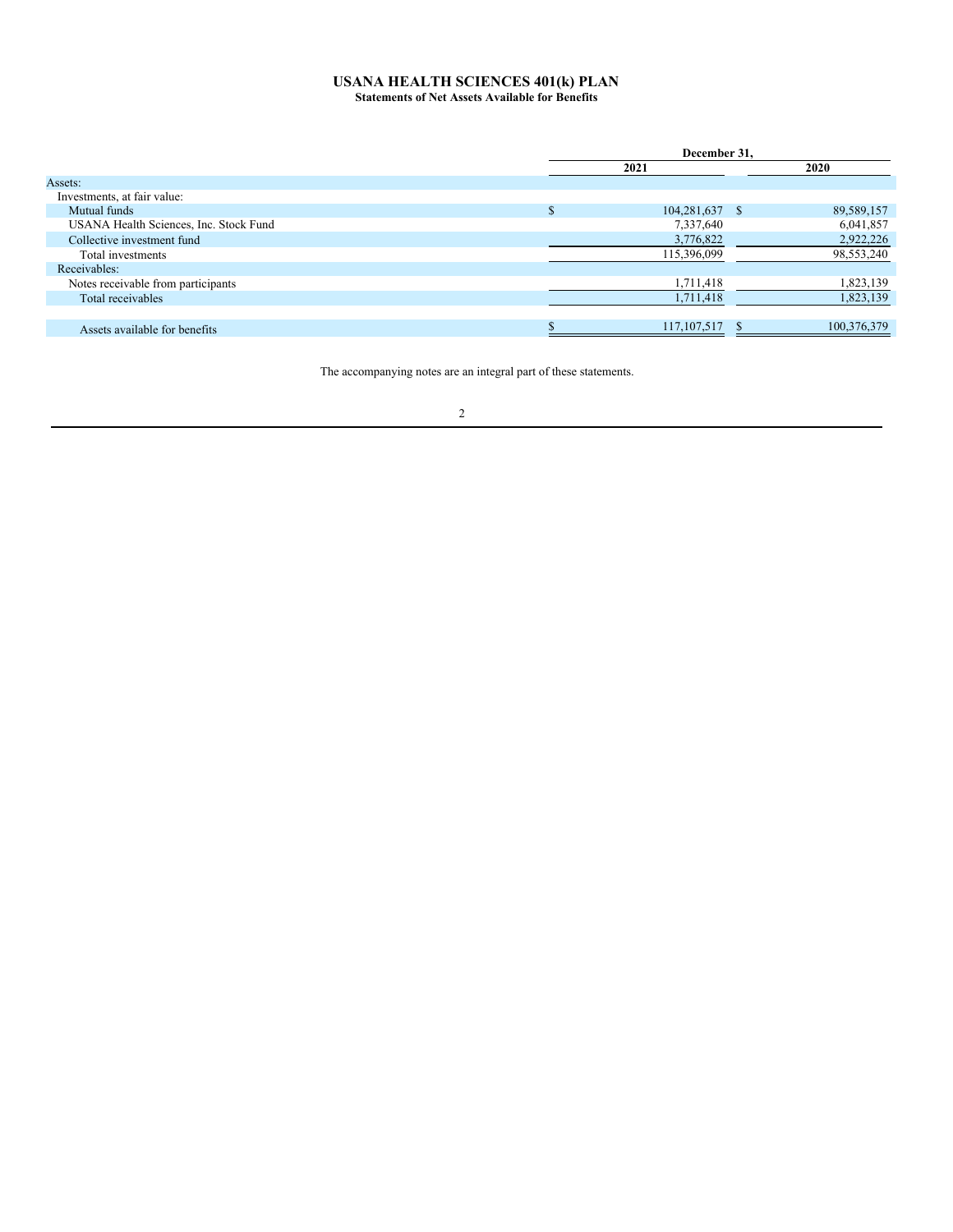# USANA HEALTH SCIENCES 401(k) PLAN

**Statements of Net Assets Available for Benefits**

| | December 31, | |
|---|---|---|
| | 2021 | 2020 |
| Assets: | | |
| Investments, at fair value: | | |
| Mutual funds | $ 104,281,637 | $ 89,589,157 |
| USANA Health Sciences, Inc. Stock Fund | 7,337,640 | 6,041,857 |
| Collective investment fund | 3,776,822 | 2,922,226 |
| Total investments | 115,396,099 | 98,553,240 |
| Receivables: | | |
| Notes receivable from participants | 1,711,418 | 1,823,139 |
| Total receivables | 1,711,418 | 1,823,139 |
| Assets available for benefits | $ 117,107,517 | $ 100,376,379 |

The accompanying notes are an integral part of these statements.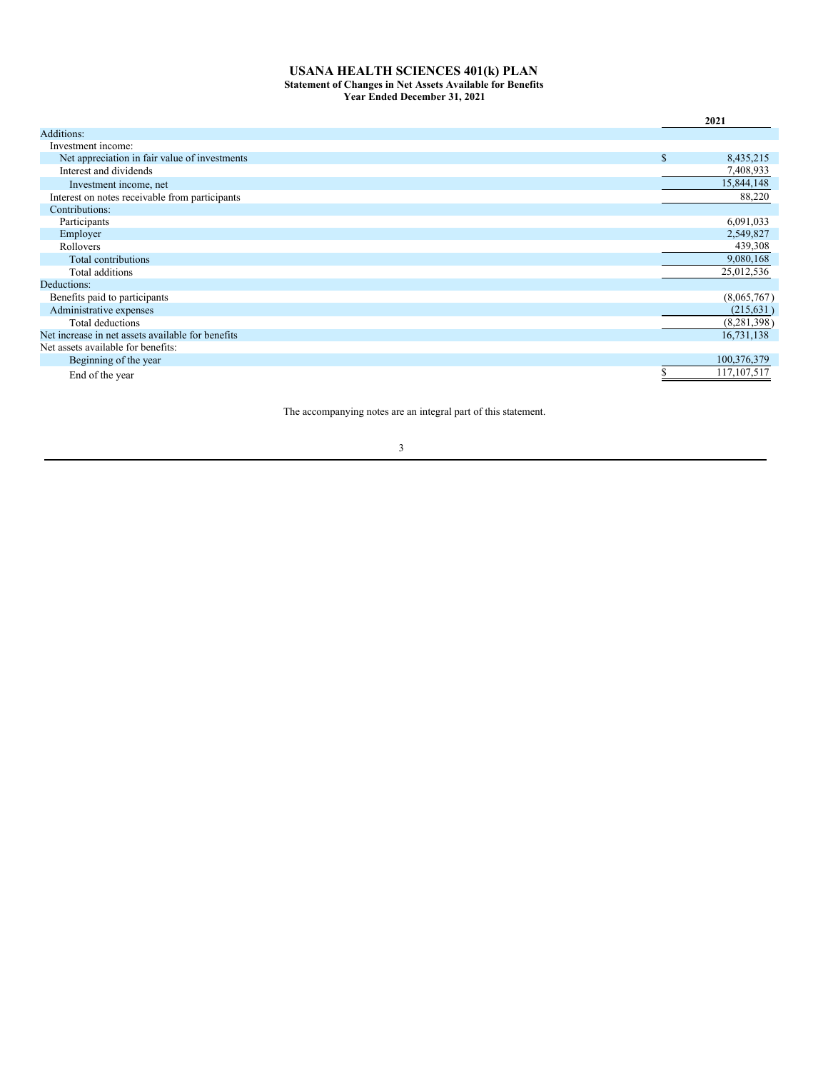# USANA HEALTH SCIENCES 401(k) PLAN

**Statement of Changes in Net Assets Available for Benefits**
**Year Ended December 31, 2021**

| | 2021 |
|---|---|
| Additions: | |
| Investment income: | |
| Net appreciation in fair value of investments | $ 8,435,215 |
| Interest and dividends | 7,408,933 |
| Investment income, net | 15,844,148 |
| Interest on notes receivable from participants | 88,220 |
| Contributions: | |
| Participants | 6,091,033 |
| Employer | 2,549,827 |
| Rollovers | 439,308 |
| Total contributions | 9,080,168 |
| Total additions | 25,012,536 |
| Deductions: | |
| Benefits paid to participants | (8,065,767) |
| Administrative expenses | (215,631) |
| Total deductions | (8,281,398) |
| Net increase in net assets available for benefits | 16,731,138 |
| Net assets available for benefits: | |
| Beginning of the year | 100,376,379 |
| End of the year | $ 117,107,517 |

The accompanying notes are an integral part of this statement.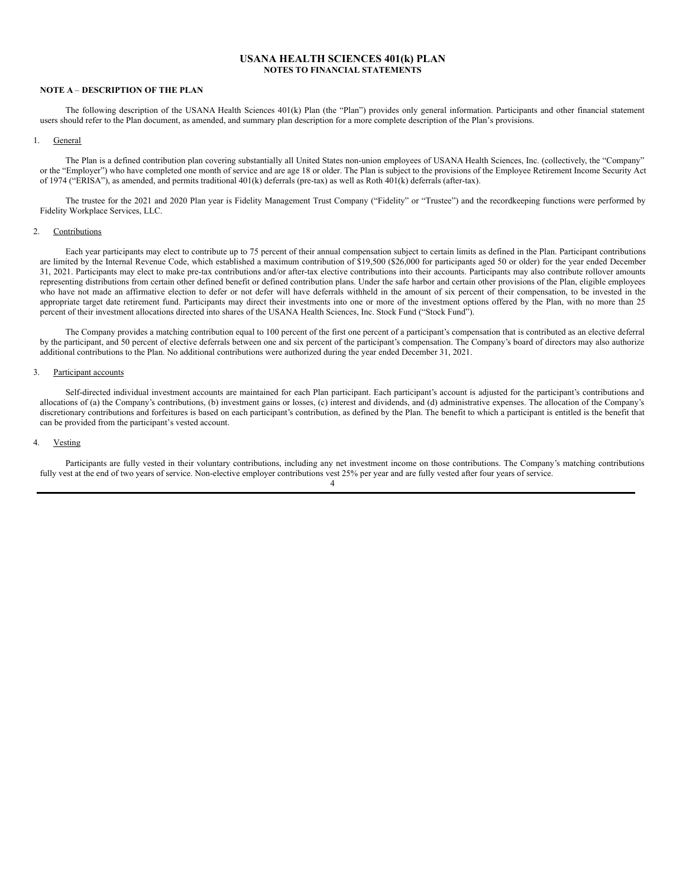# USANA HEALTH SCIENCES 401(k) PLAN
## NOTES TO FINANCIAL STATEMENTS

### NOTE A – DESCRIPTION OF THE PLAN

The following description of the USANA Health Sciences 401(k) Plan (the "Plan") provides only general information. Participants and other financial statement users should refer to the Plan document, as amended, and summary plan description for a more complete description of the Plan's provisions.

1. General

The Plan is a defined contribution plan covering substantially all United States non-union employees of USANA Health Sciences, Inc. (collectively, the "Company" or the "Employer") who have completed one month of service and are age 18 or older. The Plan is subject to the provisions of the Employee Retirement Income Security Act of 1974 ("ERISA"), as amended, and permits traditional 401(k) deferrals (pre-tax) as well as Roth 401(k) deferrals (after-tax).

The trustee for the 2021 and 2020 Plan year is Fidelity Management Trust Company ("Fidelity" or "Trustee") and the recordkeeping functions were performed by Fidelity Workplace Services, LLC.

2. Contributions

Each year participants may elect to contribute up to 75 percent of their annual compensation subject to certain limits as defined in the Plan. Participant contributions are limited by the Internal Revenue Code, which established a maximum contribution of $19,500 ($26,000 for participants aged 50 or older) for the year ended December 31, 2021. Participants may elect to make pre-tax contributions and/or after-tax elective contributions into their accounts. Participants may also contribute rollover amounts representing distributions from certain other defined benefit or defined contribution plans. Under the safe harbor and certain other provisions of the Plan, eligible employees who have not made an affirmative election to defer or not defer will have deferrals withheld in the amount of six percent of their compensation, to be invested in the appropriate target date retirement fund. Participants may direct their investments into one or more of the investment options offered by the Plan, with no more than 25 percent of their investment allocations directed into shares of the USANA Health Sciences, Inc. Stock Fund ("Stock Fund").

The Company provides a matching contribution equal to 100 percent of the first one percent of a participant's compensation that is contributed as an elective deferral by the participant, and 50 percent of elective deferrals between one and six percent of the participant's compensation. The Company's board of directors may also authorize additional contributions to the Plan. No additional contributions were authorized during the year ended December 31, 2021.

3. Participant accounts

Self-directed individual investment accounts are maintained for each Plan participant. Each participant's account is adjusted for the participant's contributions and allocations of (a) the Company's contributions, (b) investment gains or losses, (c) interest and dividends, and (d) administrative expenses. The allocation of the Company's discretionary contributions and forfeitures is based on each participant's contribution, as defined by the Plan. The benefit to which a participant is entitled is the benefit that can be provided from the participant's vested account.

4. Vesting

Participants are fully vested in their voluntary contributions, including any net investment income on those contributions. The Company's matching contributions fully vest at the end of two years of service. Non-elective employer contributions vest 25% per year and are fully vested after four years of service.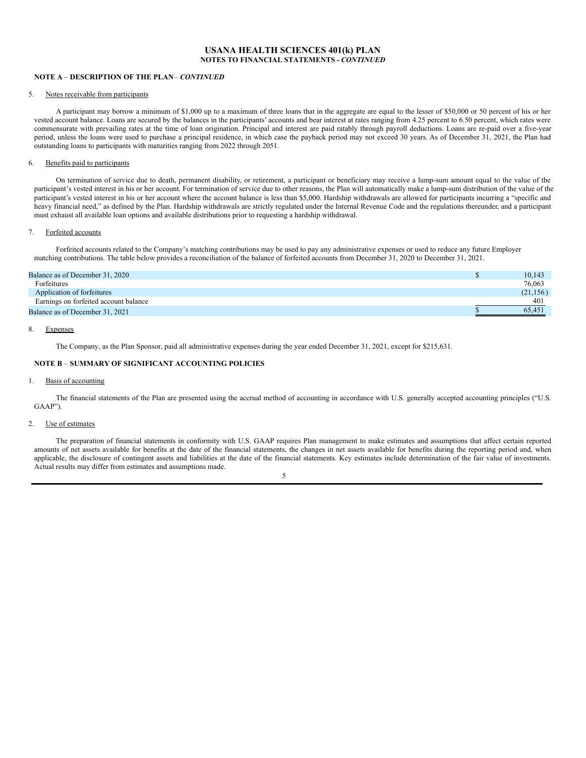**USANA HEALTH SCIENCES 401(k) PLAN**
**NOTES TO FINANCIAL STATEMENTS - *CONTINUED***

**NOTE A – DESCRIPTION OF THE PLAN – *CONTINUED***

5. Notes receivable from participants

A participant may borrow a minimum of $1,000 up to a maximum of three loans that in the aggregate are equal to the lesser of $50,000 or 50 percent of his or her vested account balance. Loans are secured by the balances in the participants' accounts and bear interest at rates ranging from 4.25 percent to 6.50 percent, which rates were commensurate with prevailing rates at the time of loan origination. Principal and interest are paid ratably through payroll deductions. Loans are re-paid over a five-year period, unless the loans were used to purchase a principal residence, in which case the payback period may not exceed 30 years. As of December 31, 2021, the Plan had outstanding loans to participants with maturities ranging from 2022 through 2051.

6. Benefits paid to participants

On termination of service due to death, permanent disability, or retirement, a participant or beneficiary may receive a lump-sum amount equal to the value of the participant's vested interest in his or her account. For termination of service due to other reasons, the Plan will automatically make a lump-sum distribution of the value of the participant's vested interest in his or her account where the account balance is less than $5,000. Hardship withdrawals are allowed for participants incurring a "specific and heavy financial need," as defined by the Plan. Hardship withdrawals are strictly regulated under the Internal Revenue Code and the regulations thereunder, and a participant must exhaust all available loan options and available distributions prior to requesting a hardship withdrawal.

7. Forfeited accounts

Forfeited accounts related to the Company's matching contributions may be used to pay any administrative expenses or used to reduce any future Employer matching contributions. The table below provides a reconciliation of the balance of forfeited accounts from December 31, 2020 to December 31, 2021.

| | | |
|---|---|---|
| Balance as of December 31, 2020 | $ | 10,143 |
| Forfeitures | | 76,063 |
| Application of forfeitures | | (21,156) |
| Earnings on forfeited account balance | | 401 |
| Balance as of December 31, 2021 | $ | 65,451 |

8. Expenses

The Company, as the Plan Sponsor, paid all administrative expenses during the year ended December 31, 2021, except for $215,631.

**NOTE B – SUMMARY OF SIGNIFICANT ACCOUNTING POLICIES**

1. Basis of accounting

The financial statements of the Plan are presented using the accrual method of accounting in accordance with U.S. generally accepted accounting principles ("U.S. GAAP").

2. Use of estimates

The preparation of financial statements in conformity with U.S. GAAP requires Plan management to make estimates and assumptions that affect certain reported amounts of net assets available for benefits at the date of the financial statements, the changes in net assets available for benefits during the reporting period and, when applicable, the disclosure of contingent assets and liabilities at the date of the financial statements. Key estimates include determination of the fair value of investments. Actual results may differ from estimates and assumptions made.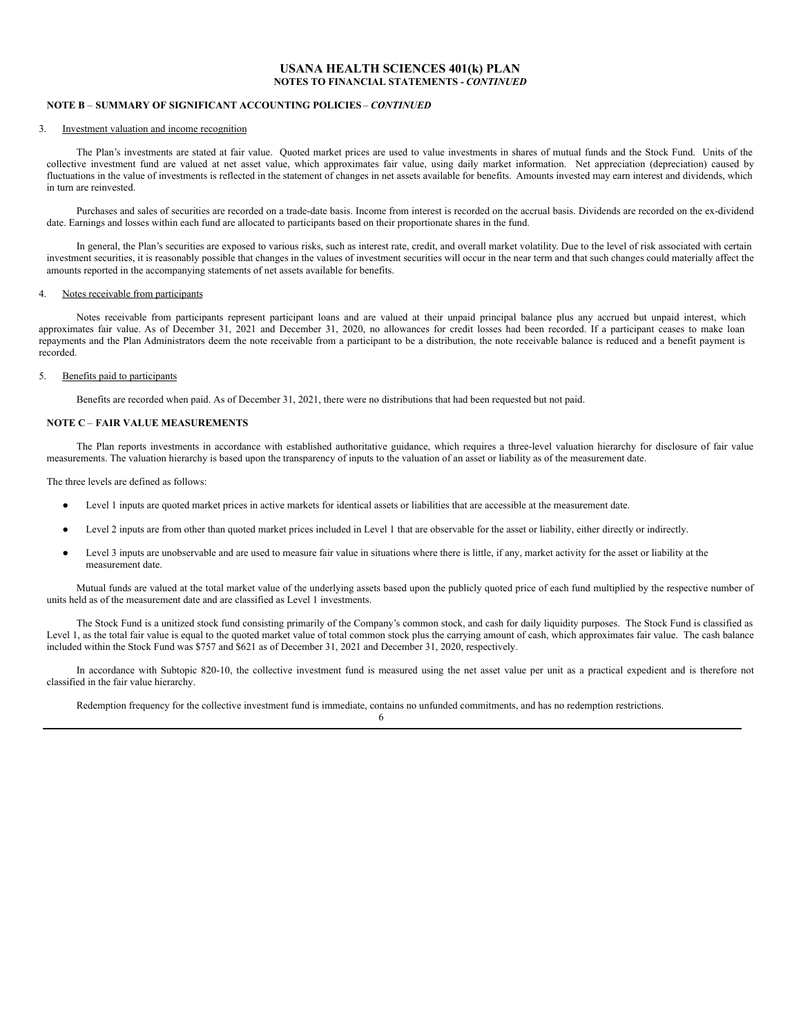## NOTE B – SUMMARY OF SIGNIFICANT ACCOUNTING POLICIES – *CONTINUED*

3. Investment valuation and income recognition

The Plan's investments are stated at fair value. Quoted market prices are used to value investments in shares of mutual funds and the Stock Fund. Units of the collective investment fund are valued at net asset value, which approximates fair value, using daily market information. Net appreciation (depreciation) caused by fluctuations in the value of investments is reflected in the statement of changes in net assets available for benefits. Amounts invested may earn interest and dividends, which in turn are reinvested.

Purchases and sales of securities are recorded on a trade-date basis. Income from interest is recorded on the accrual basis. Dividends are recorded on the ex-dividend date. Earnings and losses within each fund are allocated to participants based on their proportionate shares in the fund.

In general, the Plan's securities are exposed to various risks, such as interest rate, credit, and overall market volatility. Due to the level of risk associated with certain investment securities, it is reasonably possible that changes in the values of investment securities will occur in the near term and that such changes could materially affect the amounts reported in the accompanying statements of net assets available for benefits.

4. Notes receivable from participants

Notes receivable from participants represent participant loans and are valued at their unpaid principal balance plus any accrued but unpaid interest, which approximates fair value. As of December 31, 2021 and December 31, 2020, no allowances for credit losses had been recorded. If a participant ceases to make loan repayments and the Plan Administrators deem the note receivable from a participant to be a distribution, the note receivable balance is reduced and a benefit payment is recorded.

5. Benefits paid to participants

Benefits are recorded when paid. As of December 31, 2021, there were no distributions that had been requested but not paid.

## NOTE C – FAIR VALUE MEASUREMENTS

The Plan reports investments in accordance with established authoritative guidance, which requires a three-level valuation hierarchy for disclosure of fair value measurements. The valuation hierarchy is based upon the transparency of inputs to the valuation of an asset or liability as of the measurement date.

The three levels are defined as follows:

- Level 1 inputs are quoted market prices in active markets for identical assets or liabilities that are accessible at the measurement date.
- Level 2 inputs are from other than quoted market prices included in Level 1 that are observable for the asset or liability, either directly or indirectly.
- Level 3 inputs are unobservable and are used to measure fair value in situations where there is little, if any, market activity for the asset or liability at the measurement date.

Mutual funds are valued at the total market value of the underlying assets based upon the publicly quoted price of each fund multiplied by the respective number of units held as of the measurement date and are classified as Level 1 investments.

The Stock Fund is a unitized stock fund consisting primarily of the Company's common stock, and cash for daily liquidity purposes. The Stock Fund is classified as Level 1, as the total fair value is equal to the quoted market value of total common stock plus the carrying amount of cash, which approximates fair value. The cash balance included within the Stock Fund was $757 and $621 as of December 31, 2021 and December 31, 2020, respectively.

In accordance with Subtopic 820-10, the collective investment fund is measured using the net asset value per unit as a practical expedient and is therefore not classified in the fair value hierarchy.

Redemption frequency for the collective investment fund is immediate, contains no unfunded commitments, and has no redemption restrictions.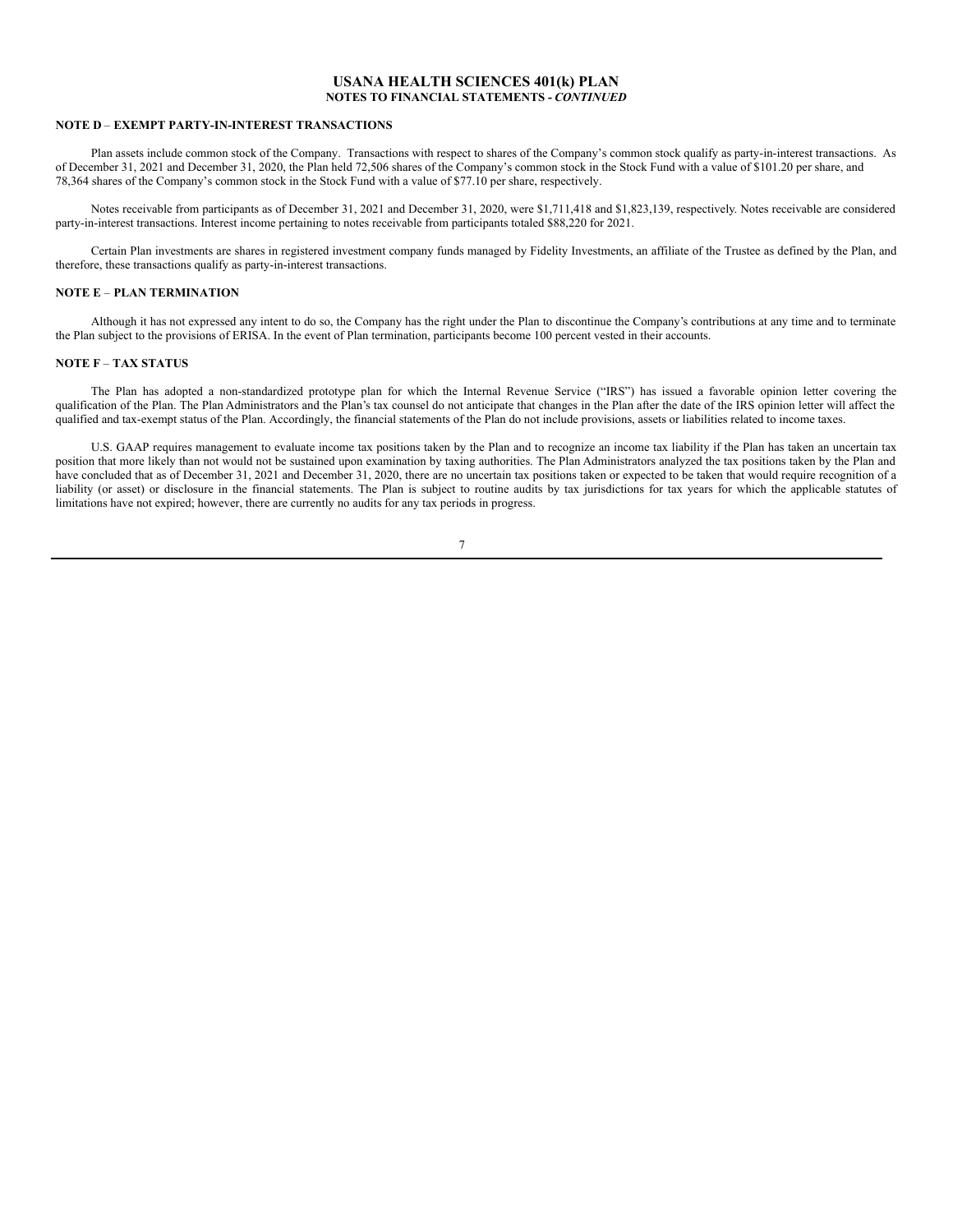**NOTE D** – **EXEMPT PARTY-IN-INTEREST TRANSACTIONS**

Plan assets include common stock of the Company. Transactions with respect to shares of the Company's common stock qualify as party-in-interest transactions. As of December 31, 2021 and December 31, 2020, the Plan held 72,506 shares of the Company's common stock in the Stock Fund with a value of $101.20 per share, and 78,364 shares of the Company's common stock in the Stock Fund with a value of $77.10 per share, respectively.

Notes receivable from participants as of December 31, 2021 and December 31, 2020, were $1,711,418 and $1,823,139, respectively. Notes receivable are considered party-in-interest transactions. Interest income pertaining to notes receivable from participants totaled $88,220 for 2021.

Certain Plan investments are shares in registered investment company funds managed by Fidelity Investments, an affiliate of the Trustee as defined by the Plan, and therefore, these transactions qualify as party-in-interest transactions.

**NOTE E** – **PLAN TERMINATION**

Although it has not expressed any intent to do so, the Company has the right under the Plan to discontinue the Company's contributions at any time and to terminate the Plan subject to the provisions of ERISA. In the event of Plan termination, participants become 100 percent vested in their accounts.

**NOTE F** – **TAX STATUS**

The Plan has adopted a non-standardized prototype plan for which the Internal Revenue Service ("IRS") has issued a favorable opinion letter covering the qualification of the Plan. The Plan Administrators and the Plan's tax counsel do not anticipate that changes in the Plan after the date of the IRS opinion letter will affect the qualified and tax-exempt status of the Plan. Accordingly, the financial statements of the Plan do not include provisions, assets or liabilities related to income taxes.

U.S. GAAP requires management to evaluate income tax positions taken by the Plan and to recognize an income tax liability if the Plan has taken an uncertain tax position that more likely than not would not be sustained upon examination by taxing authorities. The Plan Administrators analyzed the tax positions taken by the Plan and have concluded that as of December 31, 2021 and December 31, 2020, there are no uncertain tax positions taken or expected to be taken that would require recognition of a liability (or asset) or disclosure in the financial statements. The Plan is subject to routine audits by tax jurisdictions for tax years for which the applicable statutes of limitations have not expired; however, there are currently no audits for any tax periods in progress.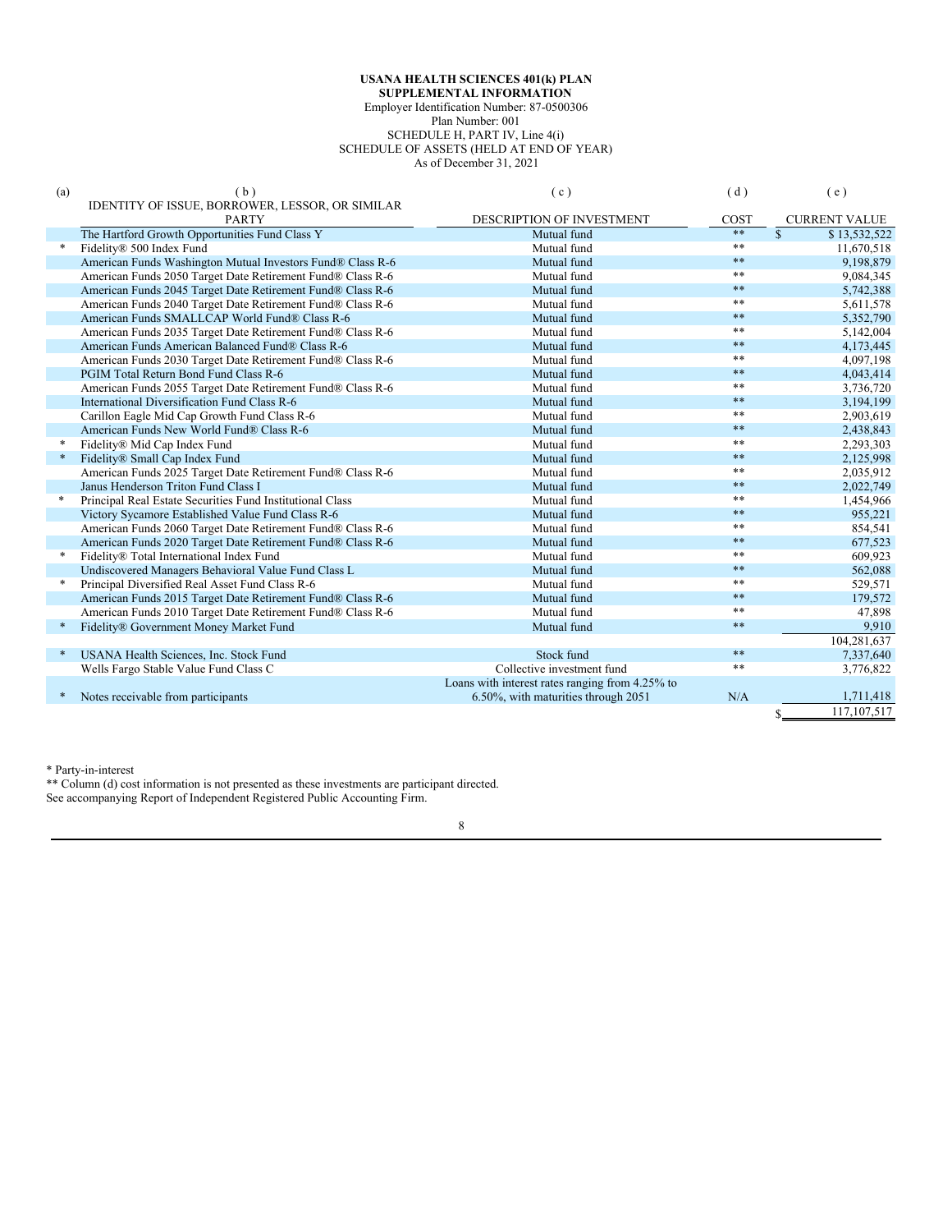**USANA HEALTH SCIENCES 401(k) PLAN**
**SUPPLEMENTAL INFORMATION**
Employer Identification Number: 87-0500306
Plan Number: 001
SCHEDULE H, PART IV, Line 4(i)
SCHEDULE OF ASSETS (HELD AT END OF YEAR)
As of December 31, 2021

| (a) | ( b ) IDENTITY OF ISSUE, BORROWER, LESSOR, OR SIMILAR PARTY | ( c ) DESCRIPTION OF INVESTMENT | ( d ) COST | ( e ) CURRENT VALUE |
|---|---|---|---|---|
| | The Hartford Growth Opportunities Fund Class Y | Mutual fund | ** | $ 13,532,522 |
| * | Fidelity® 500 Index Fund | Mutual fund | ** | 11,670,518 |
| | American Funds Washington Mutual Investors Fund® Class R-6 | Mutual fund | ** | 9,198,879 |
| | American Funds 2050 Target Date Retirement Fund® Class R-6 | Mutual fund | ** | 9,084,345 |
| | American Funds 2045 Target Date Retirement Fund® Class R-6 | Mutual fund | ** | 5,742,388 |
| | American Funds 2040 Target Date Retirement Fund® Class R-6 | Mutual fund | ** | 5,611,578 |
| | American Funds SMALLCAP World Fund® Class R-6 | Mutual fund | ** | 5,352,790 |
| | American Funds 2035 Target Date Retirement Fund® Class R-6 | Mutual fund | ** | 5,142,004 |
| | American Funds American Balanced Fund® Class R-6 | Mutual fund | ** | 4,173,445 |
| | American Funds 2030 Target Date Retirement Fund® Class R-6 | Mutual fund | ** | 4,097,198 |
| | PGIM Total Return Bond Fund Class R-6 | Mutual fund | ** | 4,043,414 |
| | American Funds 2055 Target Date Retirement Fund® Class R-6 | Mutual fund | ** | 3,736,720 |
| | International Diversification Fund Class R-6 | Mutual fund | ** | 3,194,199 |
| | Carillon Eagle Mid Cap Growth Fund Class R-6 | Mutual fund | ** | 2,903,619 |
| | American Funds New World Fund® Class R-6 | Mutual fund | ** | 2,438,843 |
| * | Fidelity® Mid Cap Index Fund | Mutual fund | ** | 2,293,303 |
| * | Fidelity® Small Cap Index Fund | Mutual fund | ** | 2,125,998 |
| | American Funds 2025 Target Date Retirement Fund® Class R-6 | Mutual fund | ** | 2,035,912 |
| | Janus Henderson Triton Fund Class I | Mutual fund | ** | 2,022,749 |
| * | Principal Real Estate Securities Fund Institutional Class | Mutual fund | ** | 1,454,966 |
| | Victory Sycamore Established Value Fund Class R-6 | Mutual fund | ** | 955,221 |
| | American Funds 2060 Target Date Retirement Fund® Class R-6 | Mutual fund | ** | 854,541 |
| | American Funds 2020 Target Date Retirement Fund® Class R-6 | Mutual fund | ** | 677,523 |
| * | Fidelity® Total International Index Fund | Mutual fund | ** | 609,923 |
| | Undiscovered Managers Behavioral Value Fund Class L | Mutual fund | ** | 562,088 |
| * | Principal Diversified Real Asset Fund Class R-6 | Mutual fund | ** | 529,571 |
| | American Funds 2015 Target Date Retirement Fund® Class R-6 | Mutual fund | ** | 179,572 |
| | American Funds 2010 Target Date Retirement Fund® Class R-6 | Mutual fund | ** | 47,898 |
| * | Fidelity® Government Money Market Fund | Mutual fund | ** | 9,910 |
| | | | | 104,281,637 |
| * | USANA Health Sciences, Inc. Stock Fund | Stock fund | ** | 7,337,640 |
| | Wells Fargo Stable Value Fund Class C | Collective investment fund | ** | 3,776,822 |
| * | Notes receivable from participants | Loans with interest rates ranging from 4.25% to 6.50%, with maturities through 2051 | N/A | 1,711,418 |
| | | | | $ 117,107,517 |

\* Party-in-interest
\*\* Column (d) cost information is not presented as these investments are participant directed.
See accompanying Report of Independent Registered Public Accounting Firm.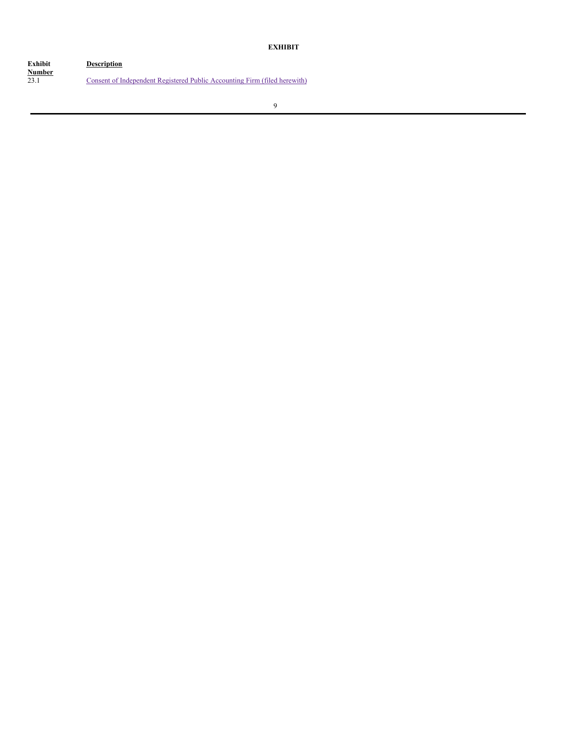**EXHIBIT**

| Exhibit Number | Description |
| --- | --- |
| 23.1 | Consent of Independent Registered Public Accounting Firm (filed herewith) |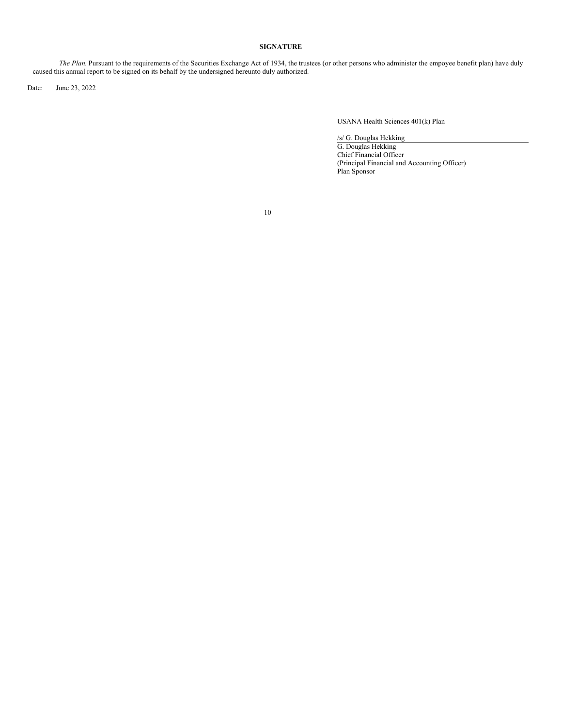**SIGNATURE**

*The Plan.* Pursuant to the requirements of the Securities Exchange Act of 1934, the trustees (or other persons who administer the empoyee benefit plan) have duly caused this annual report to be signed on its behalf by the undersigned hereunto duly authorized.

Date: June 23, 2022

USANA Health Sciences 401(k) Plan

/s/ G. Douglas Hekking

G. Douglas Hekking
Chief Financial Officer
(Principal Financial and Accounting Officer)
Plan Sponsor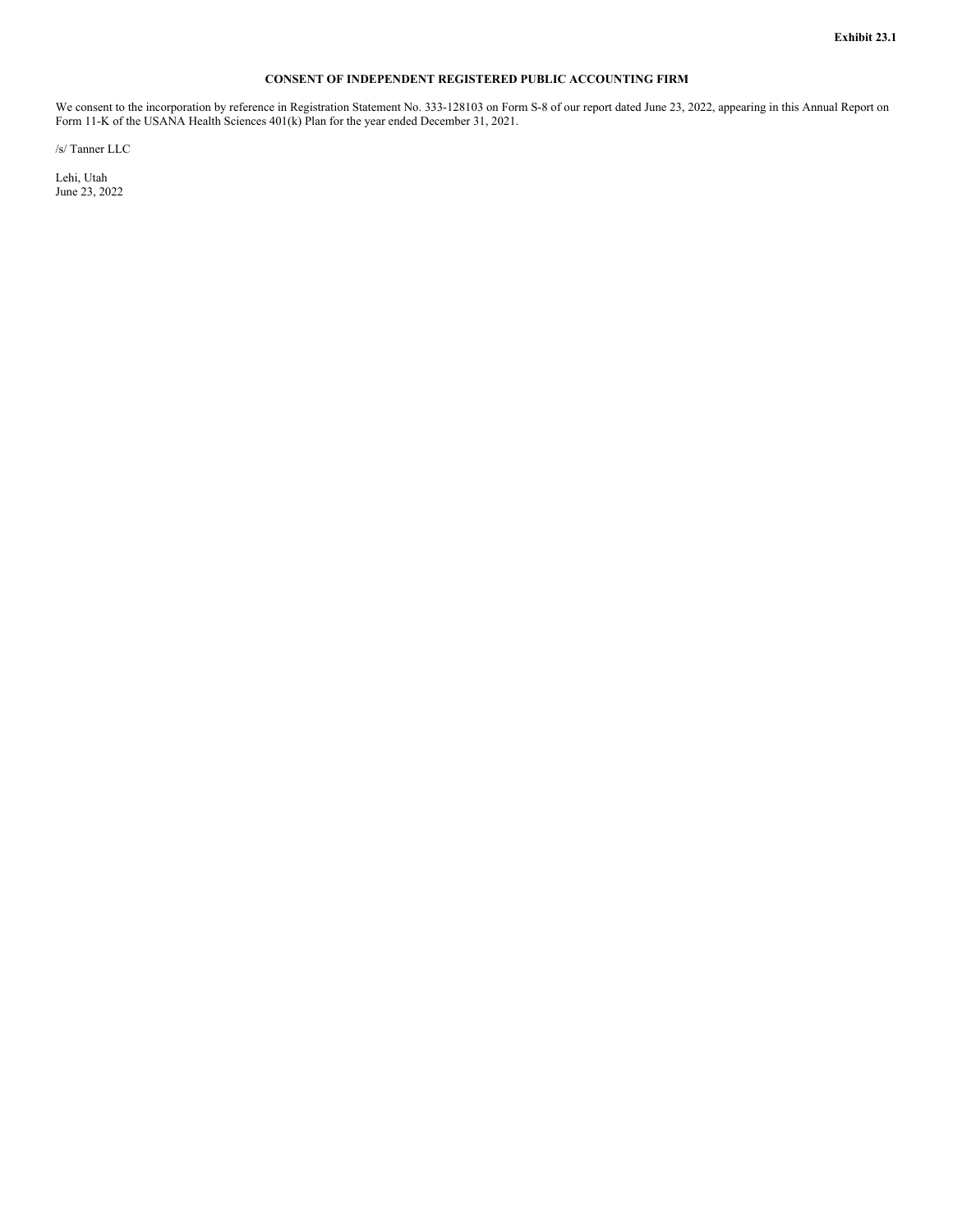**Exhibit 23.1**

**CONSENT OF INDEPENDENT REGISTERED PUBLIC ACCOUNTING FIRM**

We consent to the incorporation by reference in Registration Statement No. 333-128103 on Form S-8 of our report dated June 23, 2022, appearing in this Annual Report on Form 11-K of the USANA Health Sciences 401(k) Plan for the year ended December 31, 2021.

/s/ Tanner LLC

Lehi, Utah
June 23, 2022